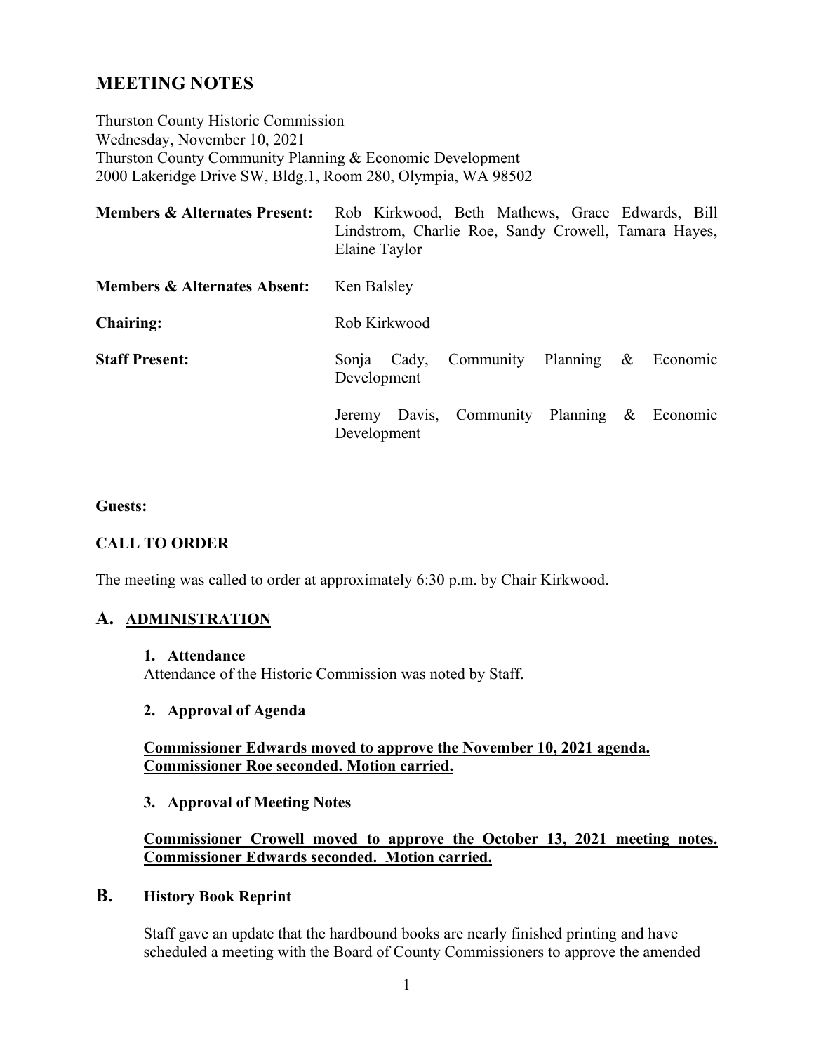# MEETING NOTES

Thurston County Historic Commission
Wednesday, November 10, 2021
Thurston County Community Planning & Economic Development
2000 Lakeridge Drive SW, Bldg.1, Room 280, Olympia, WA 98502

| | |
|---|---|
| **Members & Alternates Present:** | Rob Kirkwood, Beth Mathews, Grace Edwards, Bill Lindstrom, Charlie Roe, Sandy Crowell, Tamara Hayes, Elaine Taylor |
| **Members & Alternates Absent:** | Ken Balsley |
| **Chairing:** | Rob Kirkwood |
| **Staff Present:** | Sonja Cady, Community Planning & Economic Development<br><br>Jeremy Davis, Community Planning & Economic Development |

**Guests:**

**CALL TO ORDER**

The meeting was called to order at approximately 6:30 p.m. by Chair Kirkwood.

## A. ADMINISTRATION

**1. Attendance**

Attendance of the Historic Commission was noted by Staff.

**2. Approval of Agenda**

**Commissioner Edwards moved to approve the November 10, 2021 agenda. Commissioner Roe seconded. Motion carried.**

**3. Approval of Meeting Notes**

**Commissioner Crowell moved to approve the October 13, 2021 meeting notes. Commissioner Edwards seconded. Motion carried.**

## B. History Book Reprint

Staff gave an update that the hardbound books are nearly finished printing and have scheduled a meeting with the Board of County Commissioners to approve the amended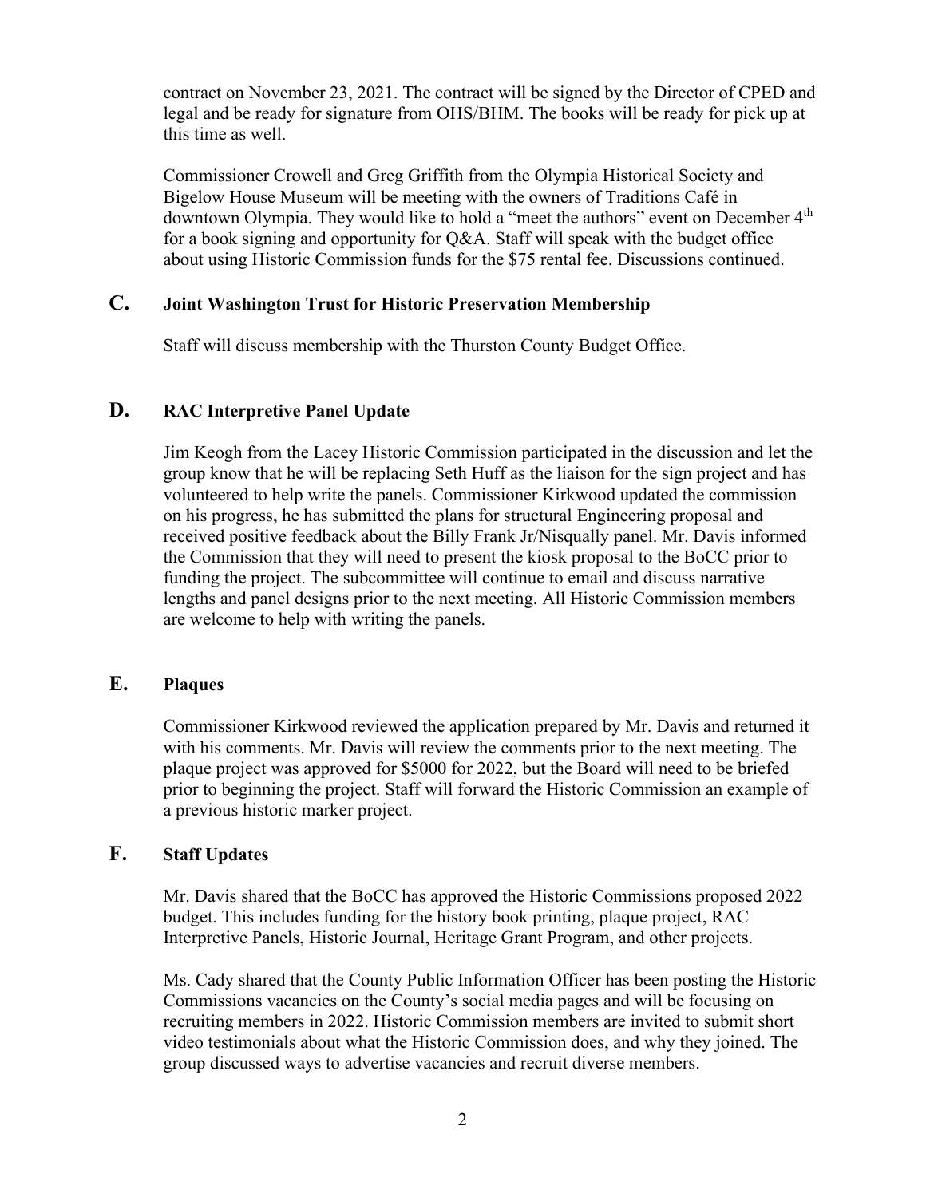contract on November 23, 2021. The contract will be signed by the Director of CPED and legal and be ready for signature from OHS/BHM. The books will be ready for pick up at this time as well.

Commissioner Crowell and Greg Griffith from the Olympia Historical Society and Bigelow House Museum will be meeting with the owners of Traditions Café in downtown Olympia. They would like to hold a "meet the authors" event on December 4th for a book signing and opportunity for Q&A. Staff will speak with the budget office about using Historic Commission funds for the $75 rental fee. Discussions continued.

## C. Joint Washington Trust for Historic Preservation Membership

Staff will discuss membership with the Thurston County Budget Office.

## D. RAC Interpretive Panel Update

Jim Keogh from the Lacey Historic Commission participated in the discussion and let the group know that he will be replacing Seth Huff as the liaison for the sign project and has volunteered to help write the panels. Commissioner Kirkwood updated the commission on his progress, he has submitted the plans for structural Engineering proposal and received positive feedback about the Billy Frank Jr/Nisqually panel. Mr. Davis informed the Commission that they will need to present the kiosk proposal to the BoCC prior to funding the project. The subcommittee will continue to email and discuss narrative lengths and panel designs prior to the next meeting. All Historic Commission members are welcome to help with writing the panels.

## E. Plaques

Commissioner Kirkwood reviewed the application prepared by Mr. Davis and returned it with his comments. Mr. Davis will review the comments prior to the next meeting. The plaque project was approved for $5000 for 2022, but the Board will need to be briefed prior to beginning the project. Staff will forward the Historic Commission an example of a previous historic marker project.

## F. Staff Updates

Mr. Davis shared that the BoCC has approved the Historic Commissions proposed 2022 budget. This includes funding for the history book printing, plaque project, RAC Interpretive Panels, Historic Journal, Heritage Grant Program, and other projects.

Ms. Cady shared that the County Public Information Officer has been posting the Historic Commissions vacancies on the County's social media pages and will be focusing on recruiting members in 2022. Historic Commission members are invited to submit short video testimonials about what the Historic Commission does, and why they joined. The group discussed ways to advertise vacancies and recruit diverse members.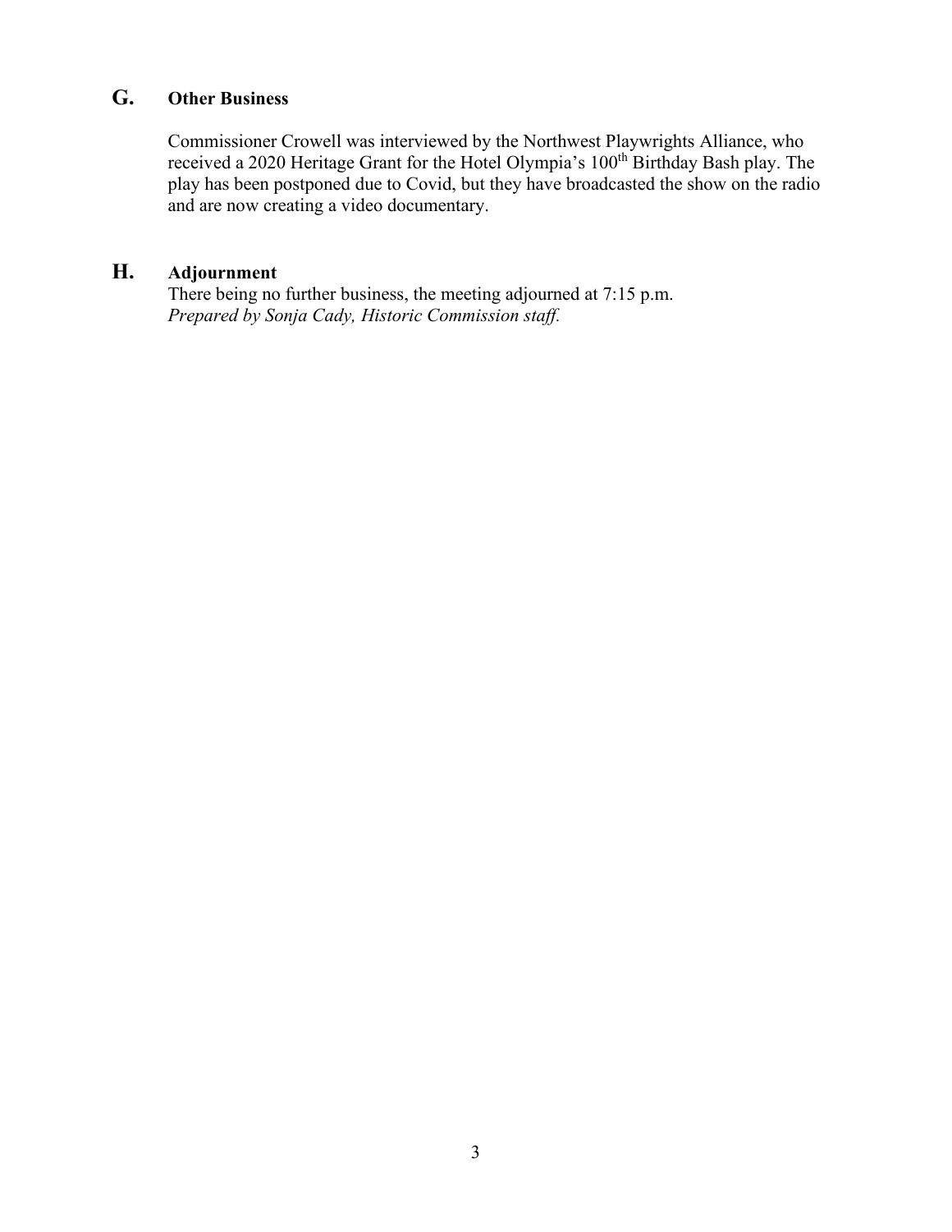## G. Other Business

Commissioner Crowell was interviewed by the Northwest Playwrights Alliance, who received a 2020 Heritage Grant for the Hotel Olympia's 100th Birthday Bash play. The play has been postponed due to Covid, but they have broadcasted the show on the radio and are now creating a video documentary.

## H. Adjournment

There being no further business, the meeting adjourned at 7:15 p.m.
*Prepared by Sonja Cady, Historic Commission staff.*